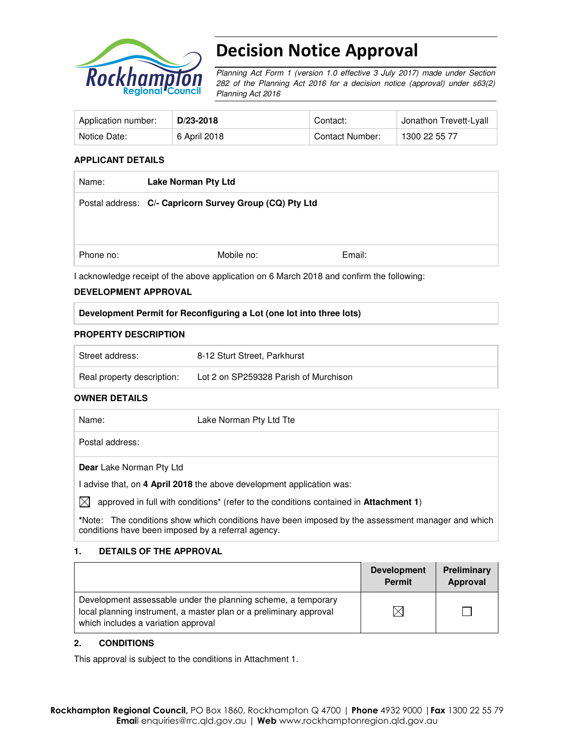# Decision Notice Approval

*Planning Act Form 1 (version 1.0 effective 3 July 2017) made under Section 282 of the Planning Act 2016 for a decision notice (approval) under s63(2) Planning Act 2016*

| Application number: | **D/23-2018** | Contact: | Jonathon Trevett-Lyall |
|---|---|---|---|
| Notice Date: | 6 April 2018 | Contact Number: | 1300 22 55 77 |

### APPLICANT DETAILS

| Name: | **Lake Norman Pty Ltd** | |
|---|---|---|
| Postal address: | **C/- Capricorn Survey Group (CQ) Pty Ltd** | |
| Phone no: | Mobile no: | Email: |

I acknowledge receipt of the above application on 6 March 2018 and confirm the following:

### DEVELOPMENT APPROVAL

**Development Permit for Reconfiguring a Lot (one lot into three lots)**

### PROPERTY DESCRIPTION

| Street address: | 8-12 Sturt Street, Parkhurst |
|---|---|
| Real property description: | Lot 2 on SP259328 Parish of Murchison |

### OWNER DETAILS

| Name: | Lake Norman Pty Ltd Tte |
|---|---|
| Postal address: | |

**Dear** Lake Norman Pty Ltd

I advise that, on **4 April 2018** the above development application was:

☒ approved in full with conditions* (refer to the conditions contained in **Attachment 1**)

*Note: The conditions show which conditions have been imposed by the assessment manager and which conditions have been imposed by a referral agency.

### 1. DETAILS OF THE APPROVAL

| | Development Permit | Preliminary Approval |
|---|---|---|
| Development assessable under the planning scheme, a temporary local planning instrument, a master plan or a preliminary approval which includes a variation approval | ☒ | ☐ |

### 2. CONDITIONS

This approval is subject to the conditions in Attachment 1.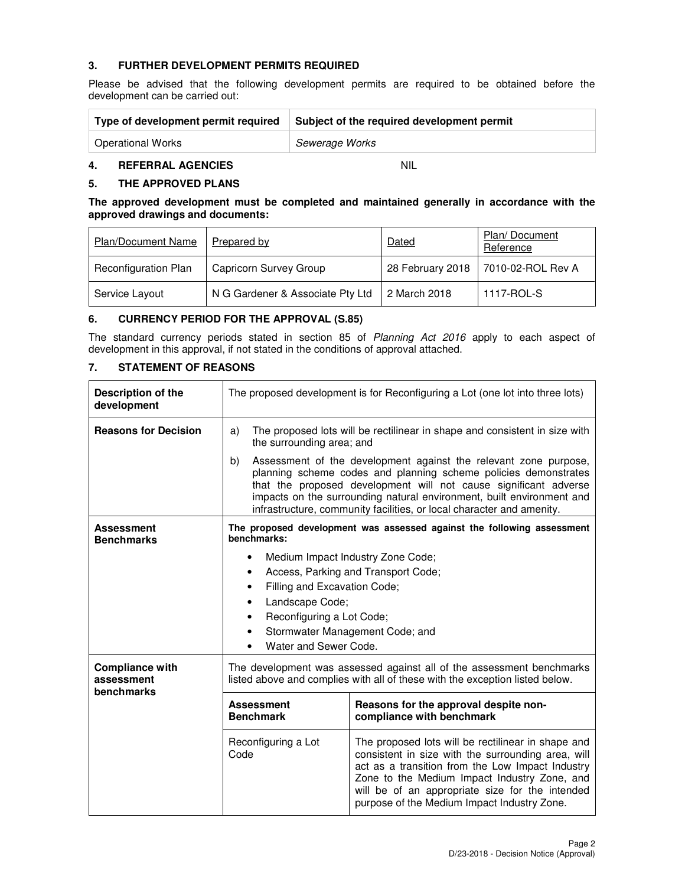### 3. FURTHER DEVELOPMENT PERMITS REQUIRED

Please be advised that the following development permits are required to be obtained before the development can be carried out:

| Type of development permit required | Subject of the required development permit |
|---|---|
| Operational Works | *Sewerage Works* |

### 4. REFERRAL AGENCIES NIL

### 5. THE APPROVED PLANS

**The approved development must be completed and maintained generally in accordance with the approved drawings and documents:**

| Plan/Document Name | Prepared by | Dated | Plan/ Document Reference |
|---|---|---|---|
| Reconfiguration Plan | Capricorn Survey Group | 28 February 2018 | 7010-02-ROL Rev A |
| Service Layout | N G Gardener & Associate Pty Ltd | 2 March 2018 | 1117-ROL-S |

### 6. CURRENCY PERIOD FOR THE APPROVAL (S.85)

The standard currency periods stated in section 85 of *Planning Act 2016* apply to each aspect of development in this approval, if not stated in the conditions of approval attached.

### 7. STATEMENT OF REASONS

| | | |
|---|---|---|
| **Description of the development** | The proposed development is for Reconfiguring a Lot (one lot into three lots) | |
| **Reasons for Decision** | a) The proposed lots will be rectilinear in shape and consistent in size with the surrounding area; and<br>b) Assessment of the development against the relevant zone purpose, planning scheme codes and planning scheme policies demonstrates that the proposed development will not cause significant adverse impacts on the surrounding natural environment, built environment and infrastructure, community facilities, or local character and amenity. | |
| **Assessment Benchmarks** | **The proposed development was assessed against the following assessment benchmarks:**<br>• Medium Impact Industry Zone Code;<br>• Access, Parking and Transport Code;<br>• Filling and Excavation Code;<br>• Landscape Code;<br>• Reconfiguring a Lot Code;<br>• Stormwater Management Code; and<br>• Water and Sewer Code. | |
| **Compliance with assessment benchmarks** | The development was assessed against all of the assessment benchmarks listed above and complies with all of these with the exception listed below. | |
| | **Assessment Benchmark** | **Reasons for the approval despite non-compliance with benchmark** |
| | Reconfiguring a Lot Code | The proposed lots will be rectilinear in shape and consistent in size with the surrounding area, will act as a transition from the Low Impact Industry Zone to the Medium Impact Industry Zone, and will be of an appropriate size for the intended purpose of the Medium Impact Industry Zone. |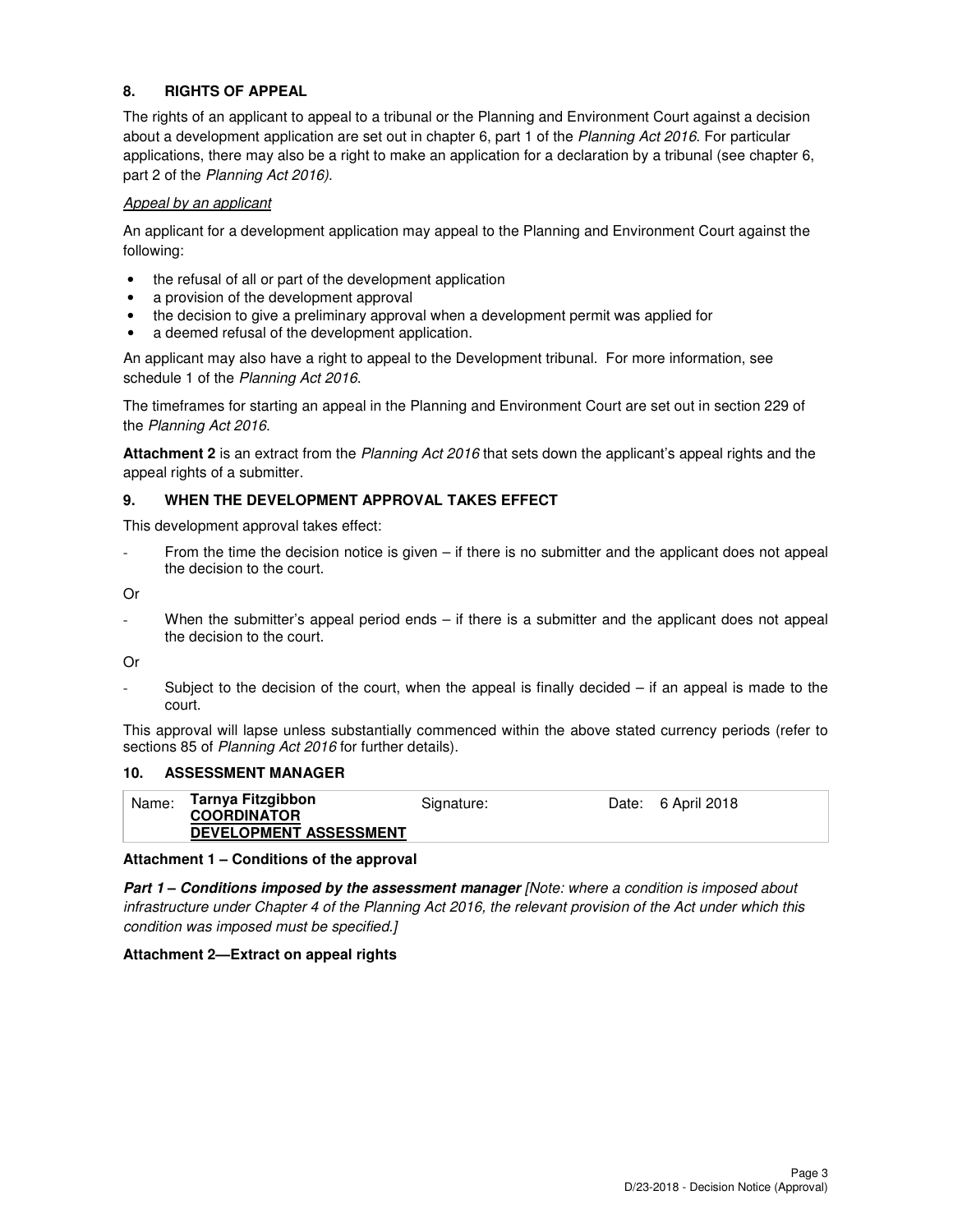## 8. RIGHTS OF APPEAL

The rights of an applicant to appeal to a tribunal or the Planning and Environment Court against a decision about a development application are set out in chapter 6, part 1 of the *Planning Act 2016*. For particular applications, there may also be a right to make an application for a declaration by a tribunal (see chapter 6, part 2 of the *Planning Act 2016).*

*Appeal by an applicant*

An applicant for a development application may appeal to the Planning and Environment Court against the following:

- the refusal of all or part of the development application
- a provision of the development approval
- the decision to give a preliminary approval when a development permit was applied for
- a deemed refusal of the development application.

An applicant may also have a right to appeal to the Development tribunal. For more information, see schedule 1 of the *Planning Act 2016*.

The timeframes for starting an appeal in the Planning and Environment Court are set out in section 229 of the *Planning Act 2016*.

**Attachment 2** is an extract from the *Planning Act 2016* that sets down the applicant's appeal rights and the appeal rights of a submitter.

## 9. WHEN THE DEVELOPMENT APPROVAL TAKES EFFECT

This development approval takes effect:

- From the time the decision notice is given – if there is no submitter and the applicant does not appeal the decision to the court.

Or

- When the submitter's appeal period ends – if there is a submitter and the applicant does not appeal the decision to the court.

Or

- Subject to the decision of the court, when the appeal is finally decided – if an appeal is made to the court.

This approval will lapse unless substantially commenced within the above stated currency periods (refer to sections 85 of *Planning Act 2016* for further details).

## 10. ASSESSMENT MANAGER

| Name: | **Tarnya Fitzgibbon** <br> **COORDINATOR** <br> **DEVELOPMENT ASSESSMENT** | Signature: | | Date: | 6 April 2018 |
|---|---|---|---|---|---|

**Attachment 1 – Conditions of the approval**

***Part 1 – Conditions imposed by the assessment manager*** *[Note: where a condition is imposed about infrastructure under Chapter 4 of the Planning Act 2016, the relevant provision of the Act under which this condition was imposed must be specified.]*

**Attachment 2—Extract on appeal rights**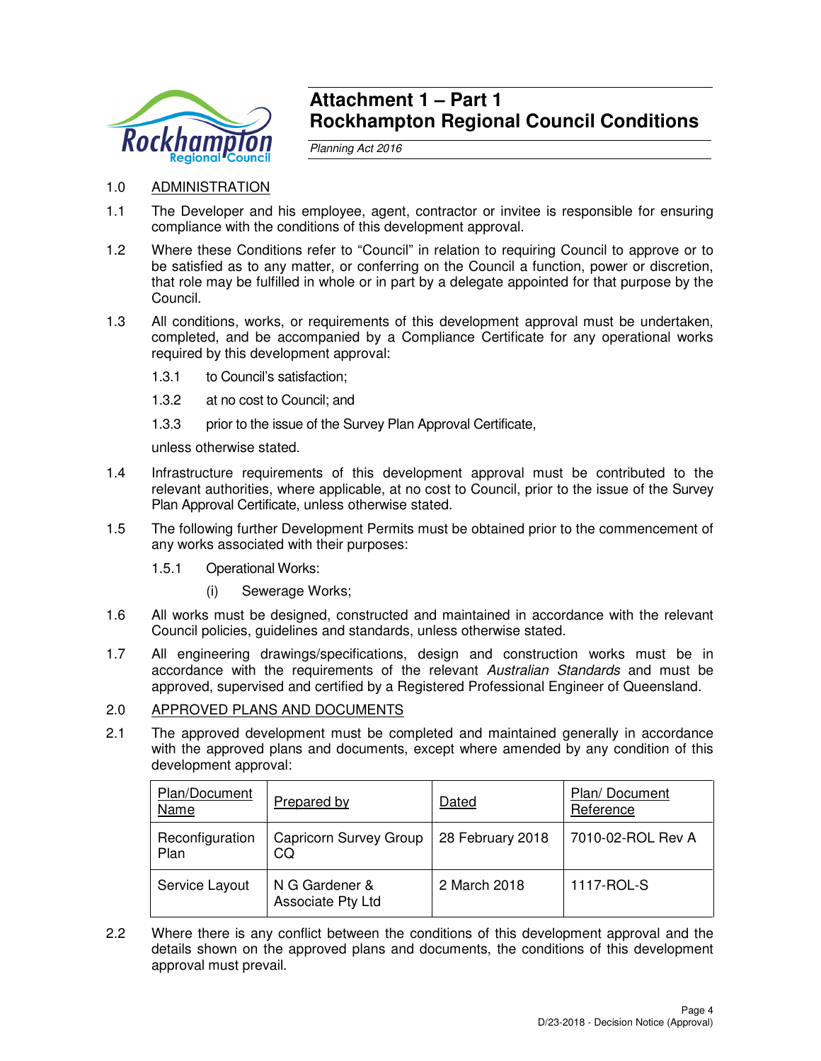# Attachment 1 – Part 1
# Rockhampton Regional Council Conditions

*Planning Act 2016*

1.0 ADMINISTRATION

1.1 The Developer and his employee, agent, contractor or invitee is responsible for ensuring compliance with the conditions of this development approval.

1.2 Where these Conditions refer to "Council" in relation to requiring Council to approve or to be satisfied as to any matter, or conferring on the Council a function, power or discretion, that role may be fulfilled in whole or in part by a delegate appointed for that purpose by the Council.

1.3 All conditions, works, or requirements of this development approval must be undertaken, completed, and be accompanied by a Compliance Certificate for any operational works required by this development approval:

1.3.1 to Council's satisfaction;

1.3.2 at no cost to Council; and

1.3.3 prior to the issue of the Survey Plan Approval Certificate,

unless otherwise stated.

1.4 Infrastructure requirements of this development approval must be contributed to the relevant authorities, where applicable, at no cost to Council, prior to the issue of the Survey Plan Approval Certificate, unless otherwise stated.

1.5 The following further Development Permits must be obtained prior to the commencement of any works associated with their purposes:

1.5.1 Operational Works:

(i) Sewerage Works;

1.6 All works must be designed, constructed and maintained in accordance with the relevant Council policies, guidelines and standards, unless otherwise stated.

1.7 All engineering drawings/specifications, design and construction works must be in accordance with the requirements of the relevant *Australian Standards* and must be approved, supervised and certified by a Registered Professional Engineer of Queensland.

2.0 APPROVED PLANS AND DOCUMENTS

2.1 The approved development must be completed and maintained generally in accordance with the approved plans and documents, except where amended by any condition of this development approval:

| Plan/Document Name | Prepared by | Dated | Plan/ Document Reference |
|---|---|---|---|
| Reconfiguration Plan | Capricorn Survey Group CQ | 28 February 2018 | 7010-02-ROL Rev A |
| Service Layout | N G Gardener & Associate Pty Ltd | 2 March 2018 | 1117-ROL-S |

2.2 Where there is any conflict between the conditions of this development approval and the details shown on the approved plans and documents, the conditions of this development approval must prevail.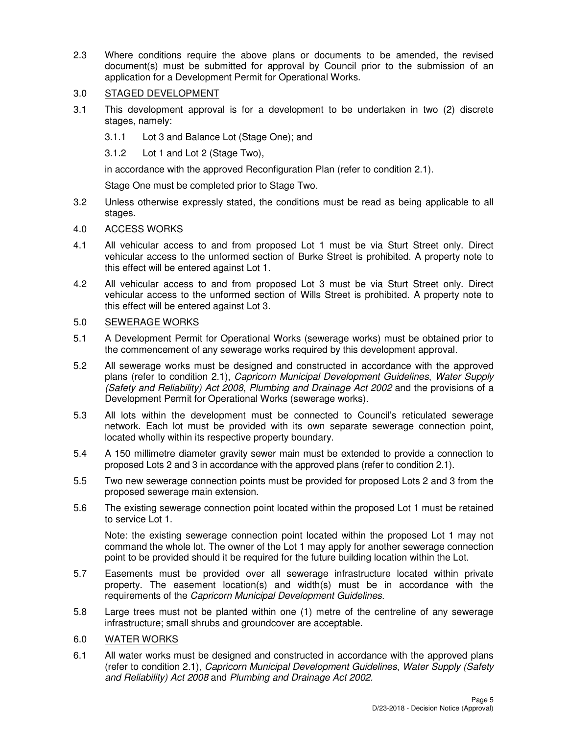2.3 Where conditions require the above plans or documents to be amended, the revised document(s) must be submitted for approval by Council prior to the submission of an application for a Development Permit for Operational Works.

3.0 STAGED DEVELOPMENT

3.1 This development approval is for a development to be undertaken in two (2) discrete stages, namely:

3.1.1 Lot 3 and Balance Lot (Stage One); and

3.1.2 Lot 1 and Lot 2 (Stage Two),

in accordance with the approved Reconfiguration Plan (refer to condition 2.1).

Stage One must be completed prior to Stage Two.

3.2 Unless otherwise expressly stated, the conditions must be read as being applicable to all stages.

4.0 ACCESS WORKS

4.1 All vehicular access to and from proposed Lot 1 must be via Sturt Street only. Direct vehicular access to the unformed section of Burke Street is prohibited. A property note to this effect will be entered against Lot 1.

4.2 All vehicular access to and from proposed Lot 3 must be via Sturt Street only. Direct vehicular access to the unformed section of Wills Street is prohibited. A property note to this effect will be entered against Lot 3.

5.0 SEWERAGE WORKS

5.1 A Development Permit for Operational Works (sewerage works) must be obtained prior to the commencement of any sewerage works required by this development approval.

5.2 All sewerage works must be designed and constructed in accordance with the approved plans (refer to condition 2.1), *Capricorn Municipal Development Guidelines*, *Water Supply (Safety and Reliability) Act 2008*, *Plumbing and Drainage Act 2002* and the provisions of a Development Permit for Operational Works (sewerage works).

5.3 All lots within the development must be connected to Council's reticulated sewerage network. Each lot must be provided with its own separate sewerage connection point, located wholly within its respective property boundary.

5.4 A 150 millimetre diameter gravity sewer main must be extended to provide a connection to proposed Lots 2 and 3 in accordance with the approved plans (refer to condition 2.1).

5.5 Two new sewerage connection points must be provided for proposed Lots 2 and 3 from the proposed sewerage main extension.

5.6 The existing sewerage connection point located within the proposed Lot 1 must be retained to service Lot 1.

Note: the existing sewerage connection point located within the proposed Lot 1 may not command the whole lot. The owner of the Lot 1 may apply for another sewerage connection point to be provided should it be required for the future building location within the Lot.

5.7 Easements must be provided over all sewerage infrastructure located within private property. The easement location(s) and width(s) must be in accordance with the requirements of the *Capricorn Municipal Development Guidelines*.

5.8 Large trees must not be planted within one (1) metre of the centreline of any sewerage infrastructure; small shrubs and groundcover are acceptable.

6.0 WATER WORKS

6.1 All water works must be designed and constructed in accordance with the approved plans (refer to condition 2.1), *Capricorn Municipal Development Guidelines*, *Water Supply (Safety and Reliability) Act 2008* and *Plumbing and Drainage Act 2002.*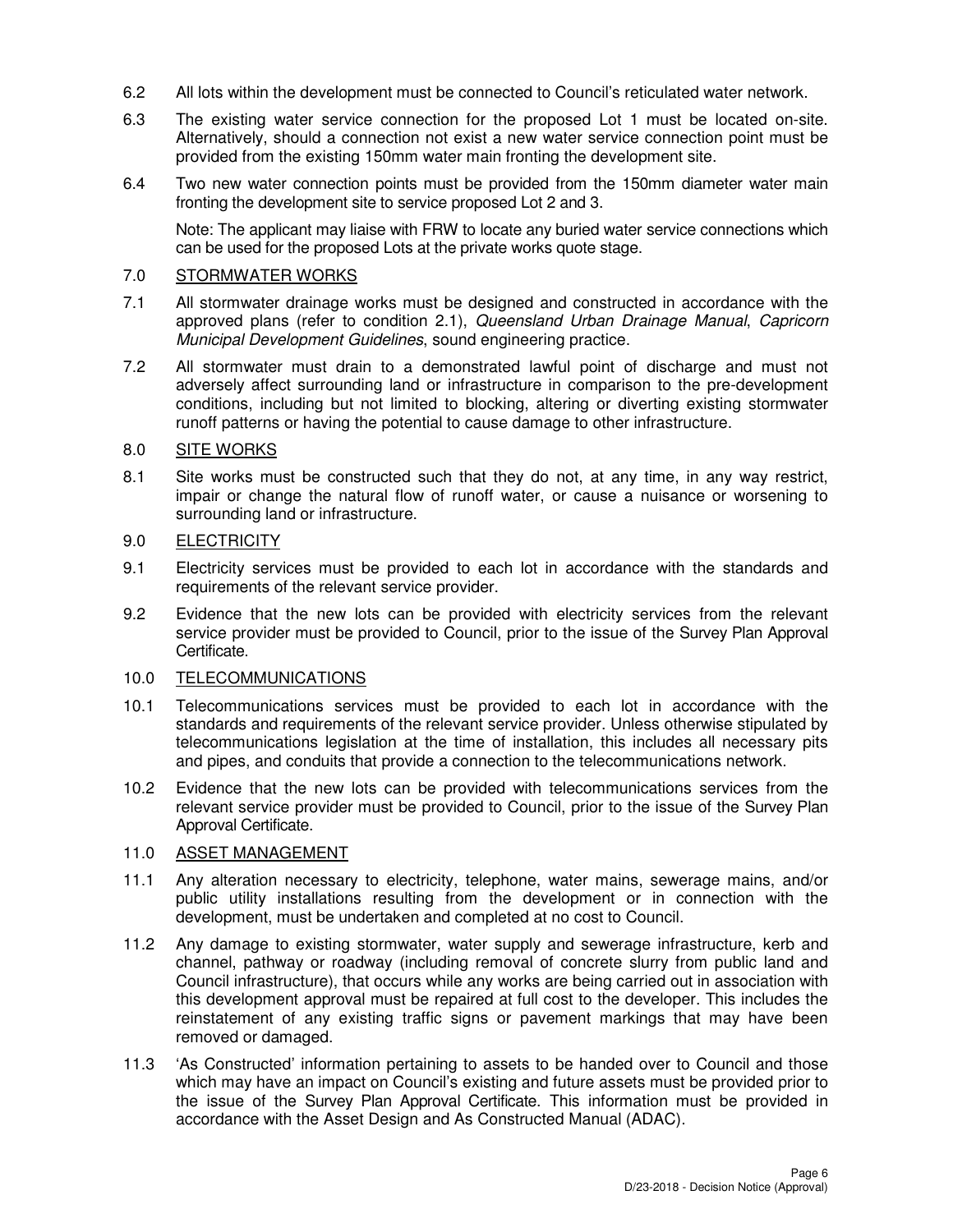6.2 All lots within the development must be connected to Council's reticulated water network.

6.3 The existing water service connection for the proposed Lot 1 must be located on-site. Alternatively, should a connection not exist a new water service connection point must be provided from the existing 150mm water main fronting the development site.

6.4 Two new water connection points must be provided from the 150mm diameter water main fronting the development site to service proposed Lot 2 and 3.

Note: The applicant may liaise with FRW to locate any buried water service connections which can be used for the proposed Lots at the private works quote stage.

## 7.0 STORMWATER WORKS

7.1 All stormwater drainage works must be designed and constructed in accordance with the approved plans (refer to condition 2.1), *Queensland Urban Drainage Manual*, *Capricorn Municipal Development Guidelines*, sound engineering practice.

7.2 All stormwater must drain to a demonstrated lawful point of discharge and must not adversely affect surrounding land or infrastructure in comparison to the pre-development conditions, including but not limited to blocking, altering or diverting existing stormwater runoff patterns or having the potential to cause damage to other infrastructure.

## 8.0 SITE WORKS

8.1 Site works must be constructed such that they do not, at any time, in any way restrict, impair or change the natural flow of runoff water, or cause a nuisance or worsening to surrounding land or infrastructure.

## 9.0 ELECTRICITY

9.1 Electricity services must be provided to each lot in accordance with the standards and requirements of the relevant service provider.

9.2 Evidence that the new lots can be provided with electricity services from the relevant service provider must be provided to Council, prior to the issue of the Survey Plan Approval Certificate.

## 10.0 TELECOMMUNICATIONS

10.1 Telecommunications services must be provided to each lot in accordance with the standards and requirements of the relevant service provider. Unless otherwise stipulated by telecommunications legislation at the time of installation, this includes all necessary pits and pipes, and conduits that provide a connection to the telecommunications network.

10.2 Evidence that the new lots can be provided with telecommunications services from the relevant service provider must be provided to Council, prior to the issue of the Survey Plan Approval Certificate.

## 11.0 ASSET MANAGEMENT

11.1 Any alteration necessary to electricity, telephone, water mains, sewerage mains, and/or public utility installations resulting from the development or in connection with the development, must be undertaken and completed at no cost to Council.

11.2 Any damage to existing stormwater, water supply and sewerage infrastructure, kerb and channel, pathway or roadway (including removal of concrete slurry from public land and Council infrastructure), that occurs while any works are being carried out in association with this development approval must be repaired at full cost to the developer. This includes the reinstatement of any existing traffic signs or pavement markings that may have been removed or damaged.

11.3 'As Constructed' information pertaining to assets to be handed over to Council and those which may have an impact on Council's existing and future assets must be provided prior to the issue of the Survey Plan Approval Certificate. This information must be provided in accordance with the Asset Design and As Constructed Manual (ADAC).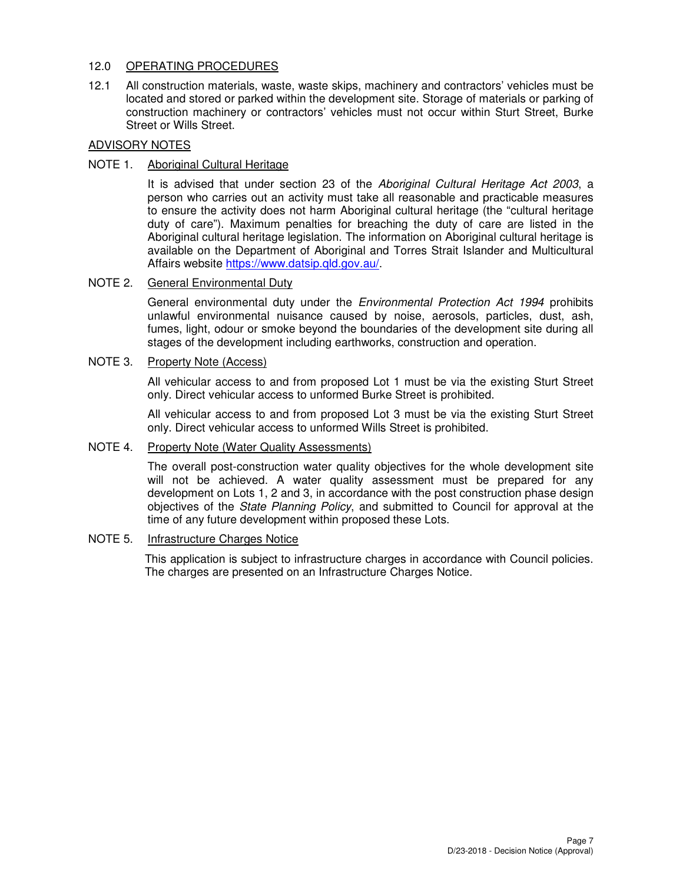## 12.0 OPERATING PROCEDURES

12.1 All construction materials, waste, waste skips, machinery and contractors' vehicles must be located and stored or parked within the development site. Storage of materials or parking of construction machinery or contractors' vehicles must not occur within Sturt Street, Burke Street or Wills Street.

## ADVISORY NOTES

### NOTE 1. Aboriginal Cultural Heritage

It is advised that under section 23 of the *Aboriginal Cultural Heritage Act 2003*, a person who carries out an activity must take all reasonable and practicable measures to ensure the activity does not harm Aboriginal cultural heritage (the "cultural heritage duty of care"). Maximum penalties for breaching the duty of care are listed in the Aboriginal cultural heritage legislation. The information on Aboriginal cultural heritage is available on the Department of Aboriginal and Torres Strait Islander and Multicultural Affairs website https://www.datsip.qld.gov.au/.

### NOTE 2. General Environmental Duty

General environmental duty under the *Environmental Protection Act 1994* prohibits unlawful environmental nuisance caused by noise, aerosols, particles, dust, ash, fumes, light, odour or smoke beyond the boundaries of the development site during all stages of the development including earthworks, construction and operation.

### NOTE 3. Property Note (Access)

All vehicular access to and from proposed Lot 1 must be via the existing Sturt Street only. Direct vehicular access to unformed Burke Street is prohibited.

All vehicular access to and from proposed Lot 3 must be via the existing Sturt Street only. Direct vehicular access to unformed Wills Street is prohibited.

### NOTE 4. Property Note (Water Quality Assessments)

The overall post-construction water quality objectives for the whole development site will not be achieved. A water quality assessment must be prepared for any development on Lots 1, 2 and 3, in accordance with the post construction phase design objectives of the *State Planning Policy*, and submitted to Council for approval at the time of any future development within proposed these Lots.

### NOTE 5. Infrastructure Charges Notice

This application is subject to infrastructure charges in accordance with Council policies. The charges are presented on an Infrastructure Charges Notice.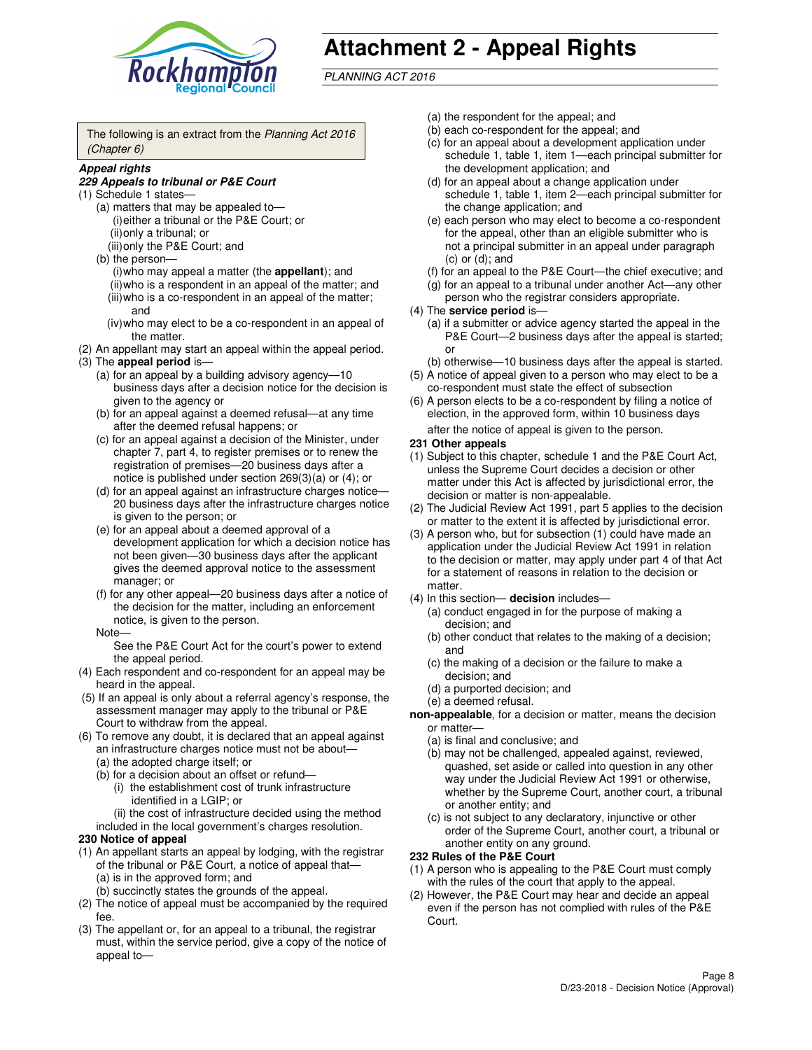# Attachment 2 - Appeal Rights

*PLANNING ACT 2016*

The following is an extract from the *Planning Act 2016 (Chapter 6)*

***Appeal rights***

***229 Appeals to tribunal or P&E Court***

(1) Schedule 1 states—
   (a) matters that may be appealed to—
      (i) either a tribunal or the P&E Court; or
      (ii) only a tribunal; or
      (iii) only the P&E Court; and
   (b) the person—
      (i) who may appeal a matter (the **appellant**); and
      (ii) who is a respondent in an appeal of the matter; and
      (iii) who is a co-respondent in an appeal of the matter; and
      (iv) who may elect to be a co-respondent in an appeal of the matter.

(2) An appellant may start an appeal within the appeal period.

(3) The **appeal period** is—
   (a) for an appeal by a building advisory agency—10 business days after a decision notice for the decision is given to the agency or
   (b) for an appeal against a deemed refusal—at any time after the deemed refusal happens; or
   (c) for an appeal against a decision of the Minister, under chapter 7, part 4, to register premises or to renew the registration of premises—20 business days after a notice is published under section 269(3)(a) or (4); or
   (d) for an appeal against an infrastructure charges notice—20 business days after the infrastructure charges notice is given to the person; or
   (e) for an appeal about a deemed approval of a development application for which a decision notice has not been given—30 business days after the applicant gives the deemed approval notice to the assessment manager; or
   (f) for any other appeal—20 business days after a notice of the decision for the matter, including an enforcement notice, is given to the person.

   Note—
   See the P&E Court Act for the court's power to extend the appeal period.

(4) Each respondent and co-respondent for an appeal may be heard in the appeal.

(5) If an appeal is only about a referral agency's response, the assessment manager may apply to the tribunal or P&E Court to withdraw from the appeal.

(6) To remove any doubt, it is declared that an appeal against an infrastructure charges notice must not be about—
   (a) the adopted charge itself; or
   (b) for a decision about an offset or refund—
      (i) the establishment cost of trunk infrastructure identified in a LGIP; or
      (ii) the cost of infrastructure decided using the method included in the local government's charges resolution.

**230 Notice of appeal**

(1) An appellant starts an appeal by lodging, with the registrar of the tribunal or P&E Court, a notice of appeal that—
   (a) is in the approved form; and
   (b) succinctly states the grounds of the appeal.

(2) The notice of appeal must be accompanied by the required fee.

(3) The appellant or, for an appeal to a tribunal, the registrar must, within the service period, give a copy of the notice of appeal to—
   (a) the respondent for the appeal; and
   (b) each co-respondent for the appeal; and
   (c) for an appeal about a development application under schedule 1, table 1, item 1—each principal submitter for the development application; and
   (d) for an appeal about a change application under schedule 1, table 1, item 2—each principal submitter for the change application; and
   (e) each person who may elect to become a co-respondent for the appeal, other than an eligible submitter who is not a principal submitter in an appeal under paragraph (c) or (d); and
   (f) for an appeal to the P&E Court—the chief executive; and
   (g) for an appeal to a tribunal under another Act—any other person who the registrar considers appropriate.

(4) The **service period** is—
   (a) if a submitter or advice agency started the appeal in the P&E Court—2 business days after the appeal is started; or
   (b) otherwise—10 business days after the appeal is started.

(5) A notice of appeal given to a person who may elect to be a co-respondent must state the effect of subsection

(6) A person elects to be a co-respondent by filing a notice of election, in the approved form, within 10 business days after the notice of appeal is given to the person.

**231 Other appeals**

(1) Subject to this chapter, schedule 1 and the P&E Court Act, unless the Supreme Court decides a decision or other matter under this Act is affected by jurisdictional error, the decision or matter is non-appealable.

(2) The Judicial Review Act 1991, part 5 applies to the decision or matter to the extent it is affected by jurisdictional error.

(3) A person who, but for subsection (1) could have made an application under the Judicial Review Act 1991 in relation to the decision or matter, may apply under part 4 of that Act for a statement of reasons in relation to the decision or matter.

(4) In this section— **decision** includes—
   (a) conduct engaged in for the purpose of making a decision; and
   (b) other conduct that relates to the making of a decision; and
   (c) the making of a decision or the failure to make a decision; and
   (d) a purported decision; and
   (e) a deemed refusal.

**non-appealable**, for a decision or matter, means the decision or matter—
   (a) is final and conclusive; and
   (b) may not be challenged, appealed against, reviewed, quashed, set aside or called into question in any other way under the Judicial Review Act 1991 or otherwise, whether by the Supreme Court, another court, a tribunal or another entity; and
   (c) is not subject to any declaratory, injunctive or other order of the Supreme Court, another court, a tribunal or another entity on any ground.

**232 Rules of the P&E Court**

(1) A person who is appealing to the P&E Court must comply with the rules of the court that apply to the appeal.

(2) However, the P&E Court may hear and decide an appeal even if the person has not complied with rules of the P&E Court.

D/23-2018 - Decision Notice (Approval)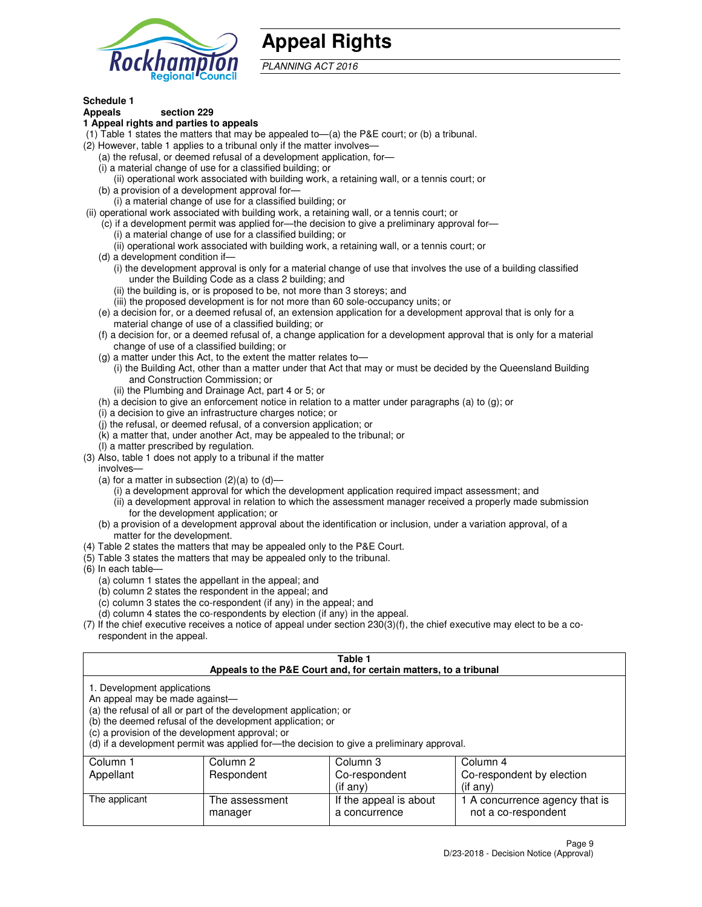# Appeal Rights

*PLANNING ACT 2016*

**Schedule 1**
**Appeals section 229**
**1 Appeal rights and parties to appeals**

(1) Table 1 states the matters that may be appealed to—(a) the P&E court; or (b) a tribunal.
(2) However, table 1 applies to a tribunal only if the matter involves—
(a) the refusal, or deemed refusal of a development application, for—
(i) a material change of use for a classified building; or
(ii) operational work associated with building work, a retaining wall, or a tennis court; or
(b) a provision of a development approval for—
(i) a material change of use for a classified building; or
(ii) operational work associated with building work, a retaining wall, or a tennis court; or
(c) if a development permit was applied for—the decision to give a preliminary approval for—
(i) a material change of use for a classified building; or
(ii) operational work associated with building work, a retaining wall, or a tennis court; or
(d) a development condition if—
(i) the development approval is only for a material change of use that involves the use of a building classified under the Building Code as a class 2 building; and
(ii) the building is, or is proposed to be, not more than 3 storeys; and
(iii) the proposed development is for not more than 60 sole-occupancy units; or
(e) a decision for, or a deemed refusal of, an extension application for a development approval that is only for a material change of use of a classified building; or
(f) a decision for, or a deemed refusal of, a change application for a development approval that is only for a material change of use of a classified building; or
(g) a matter under this Act, to the extent the matter relates to—
(i) the Building Act, other than a matter under that Act that may or must be decided by the Queensland Building and Construction Commission; or
(ii) the Plumbing and Drainage Act, part 4 or 5; or
(h) a decision to give an enforcement notice in relation to a matter under paragraphs (a) to (g); or
(i) a decision to give an infrastructure charges notice; or
(j) the refusal, or deemed refusal, of a conversion application; or
(k) a matter that, under another Act, may be appealed to the tribunal; or
(l) a matter prescribed by regulation.
(3) Also, table 1 does not apply to a tribunal if the matter involves—
(a) for a matter in subsection (2)(a) to (d)—
(i) a development approval for which the development application required impact assessment; and
(ii) a development approval in relation to which the assessment manager received a properly made submission for the development application; or
(b) a provision of a development approval about the identification or inclusion, under a variation approval, of a matter for the development.
(4) Table 2 states the matters that may be appealed only to the P&E Court.
(5) Table 3 states the matters that may be appealed only to the tribunal.
(6) In each table—
(a) column 1 states the appellant in the appeal; and
(b) column 2 states the respondent in the appeal; and
(c) column 3 states the co-respondent (if any) in the appeal; and
(d) column 4 states the co-respondents by election (if any) in the appeal.
(7) If the chief executive receives a notice of appeal under section 230(3)(f), the chief executive may elect to be a co-respondent in the appeal.

**Table 1**
**Appeals to the P&E Court and, for certain matters, to a tribunal**

1. Development applications
An appeal may be made against—
(a) the refusal of all or part of the development application; or
(b) the deemed refusal of the development application; or
(c) a provision of the development approval; or
(d) if a development permit was applied for—the decision to give a preliminary approval.

| Column 1<br>Appellant | Column 2<br>Respondent | Column 3<br>Co-respondent<br>(if any) | Column 4<br>Co-respondent by election<br>(if any) |
|---|---|---|---|
| The applicant | The assessment manager | If the appeal is about a concurrence | 1 A concurrence agency that is not a co-respondent |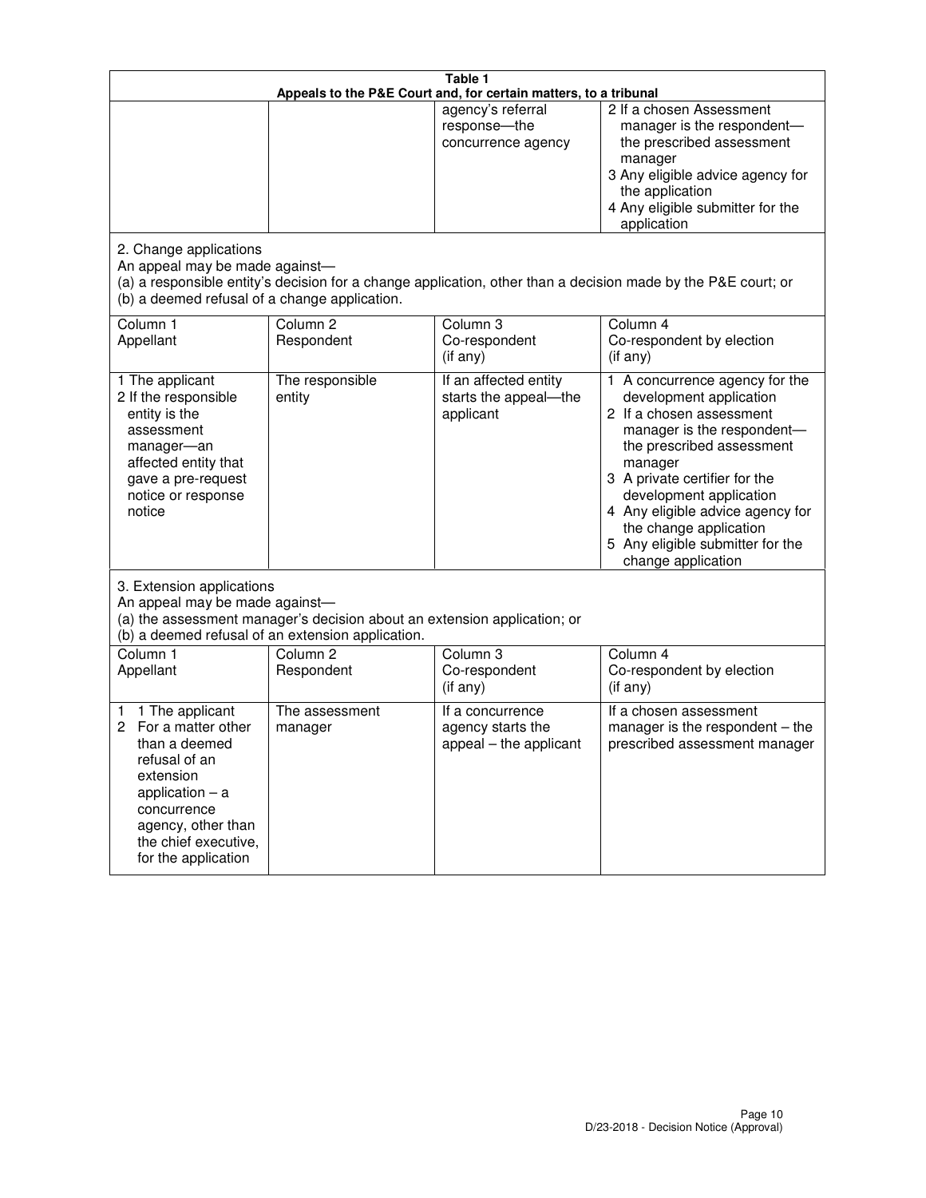**Table 1**
**Appeals to the P&E Court and, for certain matters, to a tribunal**

| | | | |
|---|---|---|---|
| | | agency's referral response—the concurrence agency | 2 If a chosen Assessment manager is the respondent—the prescribed assessment manager<br>3 Any eligible advice agency for the application<br>4 Any eligible submitter for the application |

2. Change applications
An appeal may be made against—
(a) a responsible entity's decision for a change application, other than a decision made by the P&E court; or
(b) a deemed refusal of a change application.

| Column 1<br>Appellant | Column 2<br>Respondent | Column 3<br>Co-respondent<br>(if any) | Column 4<br>Co-respondent by election<br>(if any) |
|---|---|---|---|
| 1 The applicant<br>2 If the responsible entity is the assessment manager—an affected entity that gave a pre-request notice or response notice | The responsible entity | If an affected entity starts the appeal—the applicant | 1 A concurrence agency for the development application<br>2 If a chosen assessment manager is the respondent—the prescribed assessment manager<br>3 A private certifier for the development application<br>4 Any eligible advice agency for the change application<br>5 Any eligible submitter for the change application |

3. Extension applications
An appeal may be made against—
(a) the assessment manager's decision about an extension application; or
(b) a deemed refusal of an extension application.

| Column 1<br>Appellant | Column 2<br>Respondent | Column 3<br>Co-respondent<br>(if any) | Column 4<br>Co-respondent by election<br>(if any) |
|---|---|---|---|
| 1 1 The applicant<br>2 For a matter other than a deemed refusal of an extension application – a concurrence agency, other than the chief executive, for the application | The assessment manager | If a concurrence agency starts the appeal – the applicant | If a chosen assessment manager is the respondent – the prescribed assessment manager |

D/23-2018 - Decision Notice (Approval)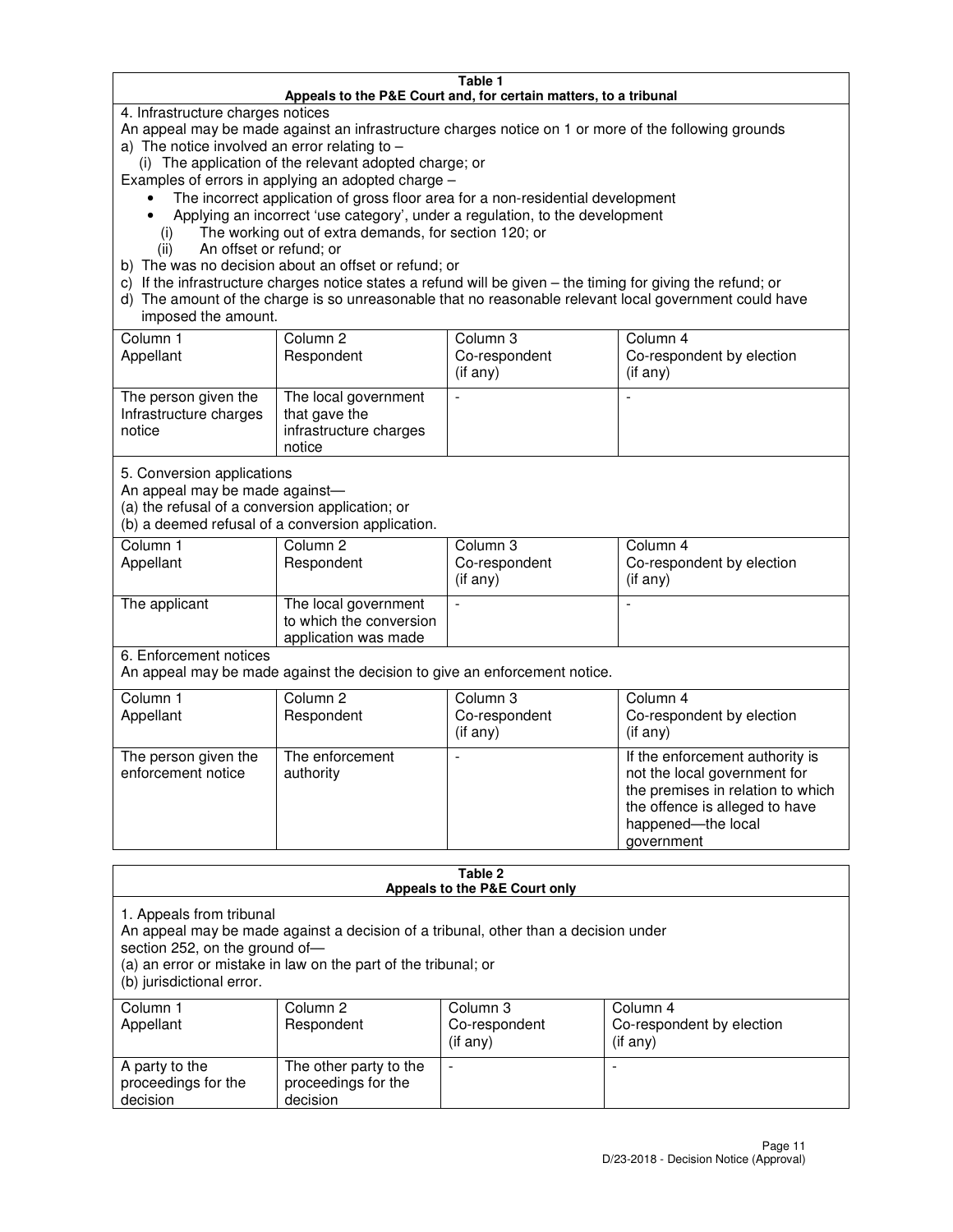**Table 1**
**Appeals to the P&E Court and, for certain matters, to a tribunal**

4. Infrastructure charges notices

An appeal may be made against an infrastructure charges notice on 1 or more of the following grounds

a) The notice involved an error relating to –

(i) The application of the relevant adopted charge; or

Examples of errors in applying an adopted charge –

- The incorrect application of gross floor area for a non-residential development
- Applying an incorrect 'use category', under a regulation, to the development

(i) The working out of extra demands, for section 120; or

(ii) An offset or refund; or

b) The was no decision about an offset or refund; or

c) If the infrastructure charges notice states a refund will be given – the timing for giving the refund; or

d) The amount of the charge is so unreasonable that no reasonable relevant local government could have imposed the amount.

| Column 1<br>Appellant | Column 2<br>Respondent | Column 3<br>Co-respondent<br>(if any) | Column 4<br>Co-respondent by election<br>(if any) |
|---|---|---|---|
| The person given the Infrastructure charges notice | The local government that gave the infrastructure charges notice | - | - |

5. Conversion applications

An appeal may be made against—

(a) the refusal of a conversion application; or

(b) a deemed refusal of a conversion application.

| Column 1<br>Appellant | Column 2<br>Respondent | Column 3<br>Co-respondent<br>(if any) | Column 4<br>Co-respondent by election<br>(if any) |
|---|---|---|---|
| The applicant | The local government to which the conversion application was made | - | - |

6. Enforcement notices

An appeal may be made against the decision to give an enforcement notice.

| Column 1<br>Appellant | Column 2<br>Respondent | Column 3<br>Co-respondent<br>(if any) | Column 4<br>Co-respondent by election<br>(if any) |
|---|---|---|---|
| The person given the enforcement notice | The enforcement authority | - | If the enforcement authority is not the local government for the premises in relation to which the offence is alleged to have happened—the local government |

**Table 2**
**Appeals to the P&E Court only**

1. Appeals from tribunal

An appeal may be made against a decision of a tribunal, other than a decision under section 252, on the ground of—

(a) an error or mistake in law on the part of the tribunal; or

(b) jurisdictional error.

| Column 1<br>Appellant | Column 2<br>Respondent | Column 3<br>Co-respondent<br>(if any) | Column 4<br>Co-respondent by election<br>(if any) |
|---|---|---|---|
| A party to the proceedings for the decision | The other party to the proceedings for the decision | - | - |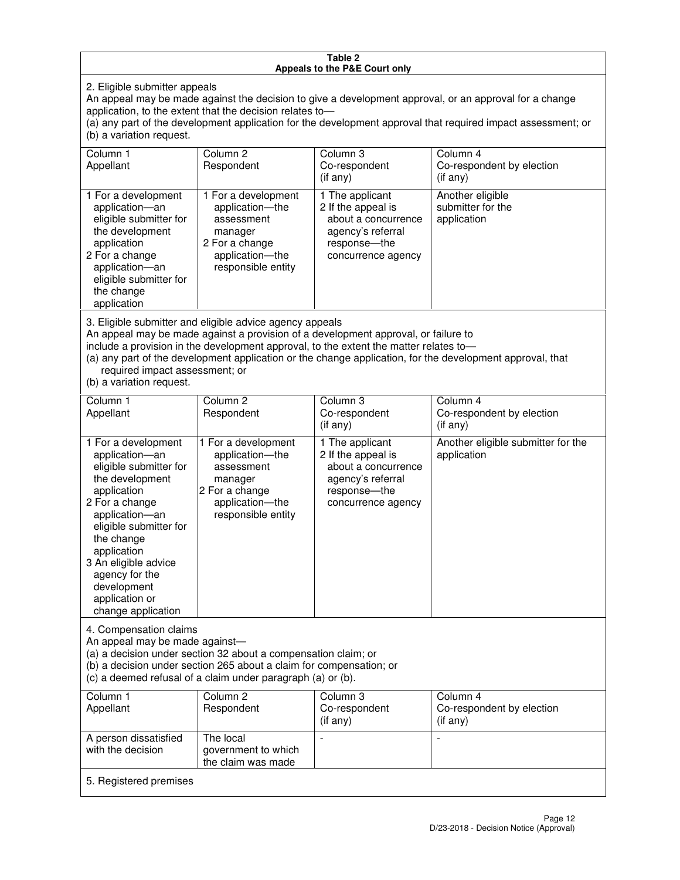**Table 2**
**Appeals to the P&E Court only**

2. Eligible submitter appeals

An appeal may be made against the decision to give a development approval, or an approval for a change application, to the extent that the decision relates to—

(a) any part of the development application for the development approval that required impact assessment; or

(b) a variation request.

| Column 1<br>Appellant | Column 2<br>Respondent | Column 3<br>Co-respondent<br>(if any) | Column 4<br>Co-respondent by election<br>(if any) |
|---|---|---|---|
| 1 For a development application—an eligible submitter for the development application<br>2 For a change application—an eligible submitter for the change application | 1 For a development application—the assessment manager<br>2 For a change application—the responsible entity | 1 The applicant<br>2 If the appeal is about a concurrence agency's referral response—the concurrence agency | Another eligible submitter for the application |

3. Eligible submitter and eligible advice agency appeals

An appeal may be made against a provision of a development approval, or failure to include a provision in the development approval, to the extent the matter relates to—

(a) any part of the development application or the change application, for the development approval, that required impact assessment; or

(b) a variation request.

| Column 1<br>Appellant | Column 2<br>Respondent | Column 3<br>Co-respondent<br>(if any) | Column 4<br>Co-respondent by election<br>(if any) |
|---|---|---|---|
| 1 For a development application—an eligible submitter for the development application<br>2 For a change application—an eligible submitter for the change application<br>3 An eligible advice agency for the development application or change application | 1 For a development application—the assessment manager<br>2 For a change application—the responsible entity | 1 The applicant<br>2 If the appeal is about a concurrence agency's referral response—the concurrence agency | Another eligible submitter for the application |

4. Compensation claims

An appeal may be made against—

(a) a decision under section 32 about a compensation claim; or

(b) a decision under section 265 about a claim for compensation; or

(c) a deemed refusal of a claim under paragraph (a) or (b).

| Column 1<br>Appellant | Column 2<br>Respondent | Column 3<br>Co-respondent<br>(if any) | Column 4<br>Co-respondent by election<br>(if any) |
|---|---|---|---|
| A person dissatisfied with the decision | The local government to which the claim was made | - | - |

5. Registered premises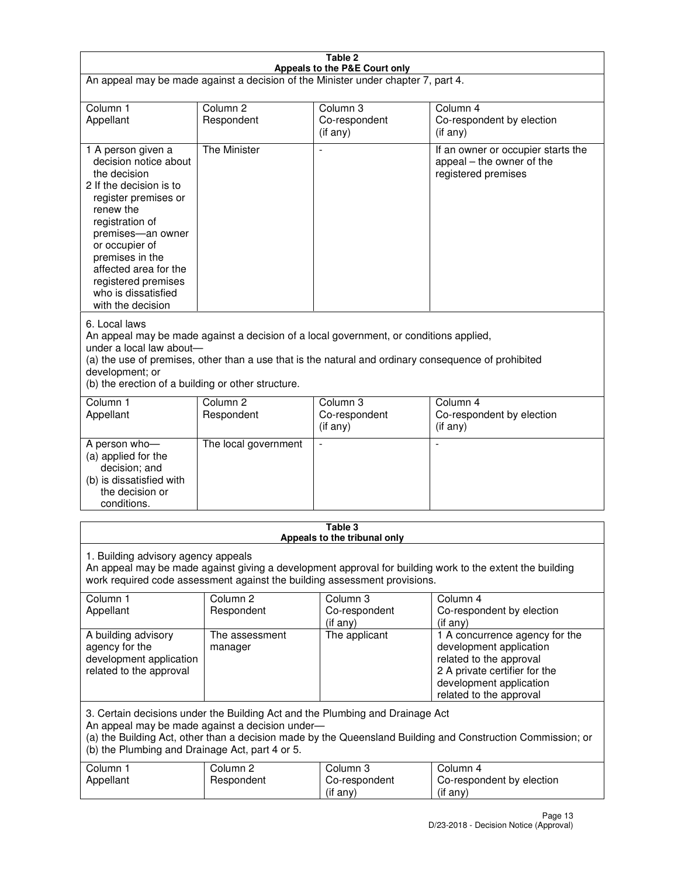**Table 2**
**Appeals to the P&E Court only**

An appeal may be made against a decision of the Minister under chapter 7, part 4.

| Column 1 Appellant | Column 2 Respondent | Column 3 Co-respondent (if any) | Column 4 Co-respondent by election (if any) |
|---|---|---|---|
| 1 A person given a decision notice about the decision<br>2 If the decision is to register premises or renew the registration of premises—an owner or occupier of premises in the affected area for the registered premises who is dissatisfied with the decision | The Minister | - | If an owner or occupier starts the appeal – the owner of the registered premises |

6. Local laws

An appeal may be made against a decision of a local government, or conditions applied, under a local law about—

(a) the use of premises, other than a use that is the natural and ordinary consequence of prohibited development; or

(b) the erection of a building or other structure.

| Column 1 Appellant | Column 2 Respondent | Column 3 Co-respondent (if any) | Column 4 Co-respondent by election (if any) |
|---|---|---|---|
| A person who—<br>(a) applied for the decision; and<br>(b) is dissatisfied with the decision or conditions. | The local government | - | - |

**Table 3**
**Appeals to the tribunal only**

1. Building advisory agency appeals

An appeal may be made against giving a development approval for building work to the extent the building work required code assessment against the building assessment provisions.

| Column 1 Appellant | Column 2 Respondent | Column 3 Co-respondent (if any) | Column 4 Co-respondent by election (if any) |
|---|---|---|---|
| A building advisory agency for the development application related to the approval | The assessment manager | The applicant | 1 A concurrence agency for the development application related to the approval<br>2 A private certifier for the development application related to the approval |

3. Certain decisions under the Building Act and the Plumbing and Drainage Act

An appeal may be made against a decision under—

(a) the Building Act, other than a decision made by the Queensland Building and Construction Commission; or

(b) the Plumbing and Drainage Act, part 4 or 5.

| Column 1 Appellant | Column 2 Respondent | Column 3 Co-respondent (if any) | Column 4 Co-respondent by election (if any) |
|---|---|---|---|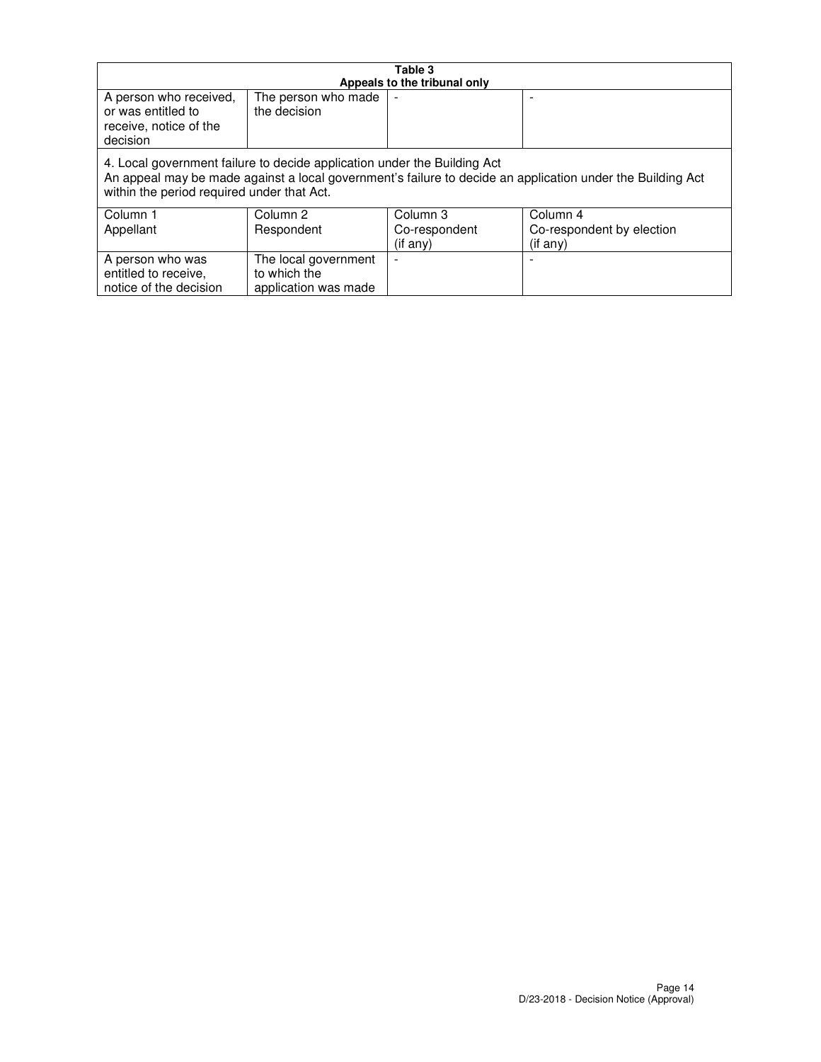| Table 3<br>Appeals to the tribunal only | | | |
|---|---|---|---|
| A person who received, or was entitled to receive, notice of the decision | The person who made the decision | - | - |

4. Local government failure to decide application under the Building Act
An appeal may be made against a local government's failure to decide an application under the Building Act within the period required under that Act.

| Column 1<br>Appellant | Column 2<br>Respondent | Column 3<br>Co-respondent<br>(if any) | Column 4<br>Co-respondent by election<br>(if any) |
|---|---|---|---|
| A person who was entitled to receive, notice of the decision | The local government to which the application was made | - | - |